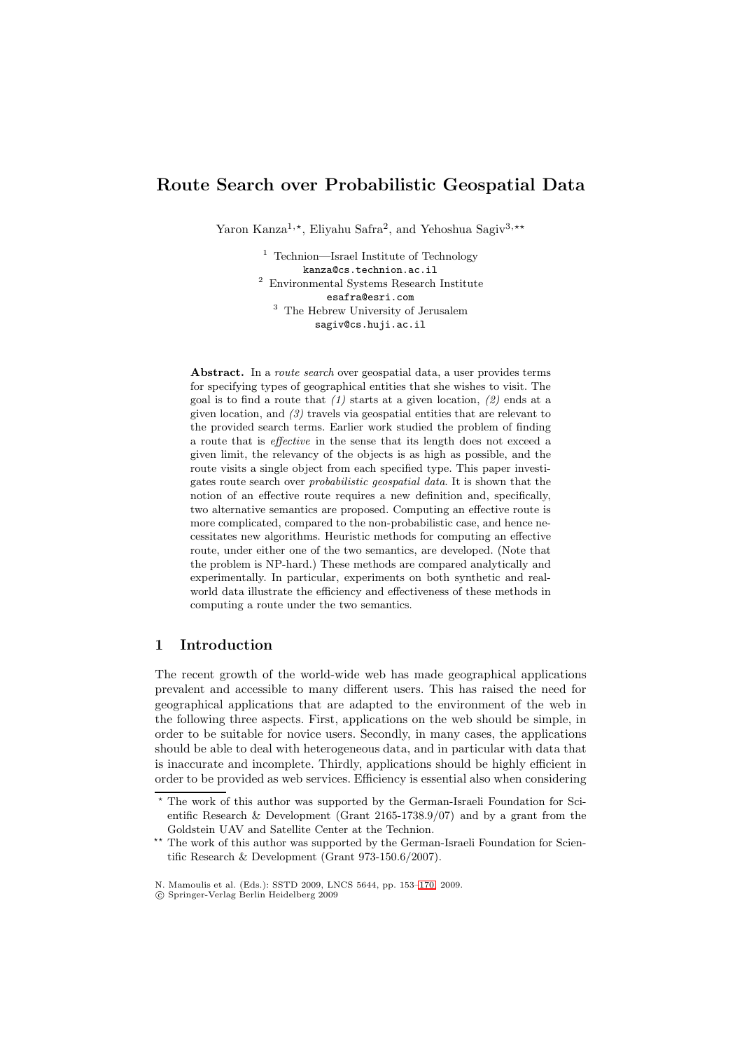# Route Search over Probabilistic Geospatial Data

Yaron Kanza[1,⋆], Eliyahu Safra[2], and Yehoshua Sagiv[3,⋆⋆]

[1] Technion—Israel Institute of Technology
kanza@cs.technion.ac.il

[2] Environmental Systems Research Institute
esafra@esri.com

[3] The Hebrew University of Jerusalem
sagiv@cs.huji.ac.il

**Abstract.** In a *route search* over geospatial data, a user provides terms for specifying types of geographical entities that she wishes to visit. The goal is to find a route that *(1)* starts at a given location, *(2)* ends at a given location, and *(3)* travels via geospatial entities that are relevant to the provided search terms. Earlier work studied the problem of finding a route that is *effective* in the sense that its length does not exceed a given limit, the relevancy of the objects is as high as possible, and the route visits a single object from each specified type. This paper investigates route search over *probabilistic geospatial data*. It is shown that the notion of an effective route requires a new definition and, specifically, two alternative semantics are proposed. Computing an effective route is more complicated, compared to the non-probabilistic case, and hence necessitates new algorithms. Heuristic methods for computing an effective route, under either one of the two semantics, are developed. (Note that the problem is NP-hard.) These methods are compared analytically and experimentally. In particular, experiments on both synthetic and real-world data illustrate the efficiency and effectiveness of these methods in computing a route under the two semantics.

## 1 Introduction

The recent growth of the world-wide web has made geographical applications prevalent and accessible to many different users. This has raised the need for geographical applications that are adapted to the environment of the web in the following three aspects. First, applications on the web should be simple, in order to be suitable for novice users. Secondly, in many cases, the applications should be able to deal with heterogeneous data, and in particular with data that is inaccurate and incomplete. Thirdly, applications should be highly efficient in order to be provided as web services. Efficiency is essential also when considering

⋆ The work of this author was supported by the German-Israeli Foundation for Scientific Research & Development (Grant 2165-1738.9/07) and by a grant from the Goldstein UAV and Satellite Center at the Technion.

⋆⋆ The work of this author was supported by the German-Israeli Foundation for Scientific Research & Development (Grant 973-150.6/2007).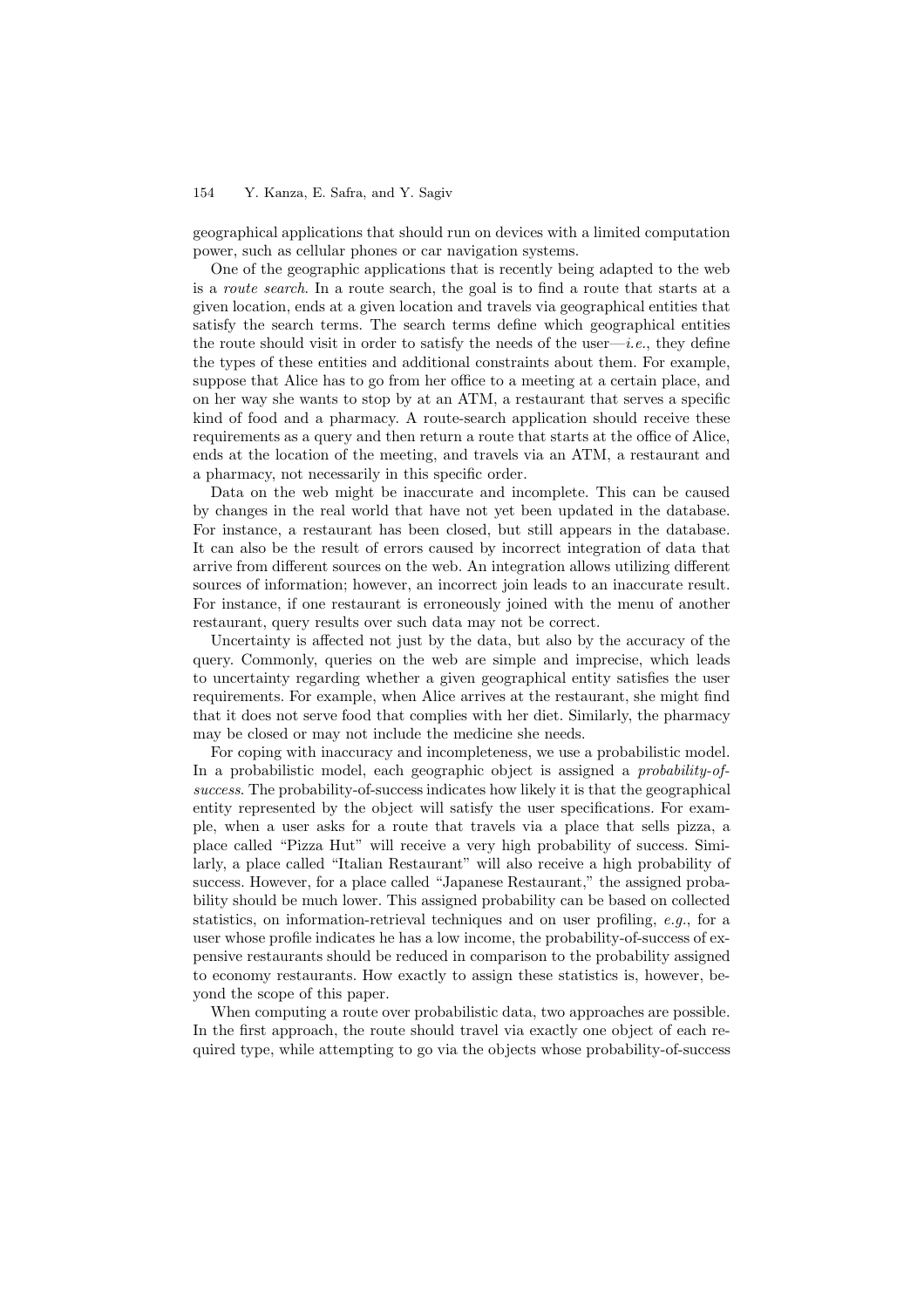geographical applications that should run on devices with a limited computation power, such as cellular phones or car navigation systems.

One of the geographic applications that is recently being adapted to the web is a *route search*. In a route search, the goal is to find a route that starts at a given location, ends at a given location and travels via geographical entities that satisfy the search terms. The search terms define which geographical entities the route should visit in order to satisfy the needs of the user—*i.e.*, they define the types of these entities and additional constraints about them. For example, suppose that Alice has to go from her office to a meeting at a certain place, and on her way she wants to stop by at an ATM, a restaurant that serves a specific kind of food and a pharmacy. A route-search application should receive these requirements as a query and then return a route that starts at the office of Alice, ends at the location of the meeting, and travels via an ATM, a restaurant and a pharmacy, not necessarily in this specific order.

Data on the web might be inaccurate and incomplete. This can be caused by changes in the real world that have not yet been updated in the database. For instance, a restaurant has been closed, but still appears in the database. It can also be the result of errors caused by incorrect integration of data that arrive from different sources on the web. An integration allows utilizing different sources of information; however, an incorrect join leads to an inaccurate result. For instance, if one restaurant is erroneously joined with the menu of another restaurant, query results over such data may not be correct.

Uncertainty is affected not just by the data, but also by the accuracy of the query. Commonly, queries on the web are simple and imprecise, which leads to uncertainty regarding whether a given geographical entity satisfies the user requirements. For example, when Alice arrives at the restaurant, she might find that it does not serve food that complies with her diet. Similarly, the pharmacy may be closed or may not include the medicine she needs.

For coping with inaccuracy and incompleteness, we use a probabilistic model. In a probabilistic model, each geographic object is assigned a *probability-of-success*. The probability-of-success indicates how likely it is that the geographical entity represented by the object will satisfy the user specifications. For example, when a user asks for a route that travels via a place that sells pizza, a place called "Pizza Hut" will receive a very high probability of success. Similarly, a place called "Italian Restaurant" will also receive a high probability of success. However, for a place called "Japanese Restaurant," the assigned probability should be much lower. This assigned probability can be based on collected statistics, on information-retrieval techniques and on user profiling, *e.g.*, for a user whose profile indicates he has a low income, the probability-of-success of expensive restaurants should be reduced in comparison to the probability assigned to economy restaurants. How exactly to assign these statistics is, however, beyond the scope of this paper.

When computing a route over probabilistic data, two approaches are possible. In the first approach, the route should travel via exactly one object of each required type, while attempting to go via the objects whose probability-of-success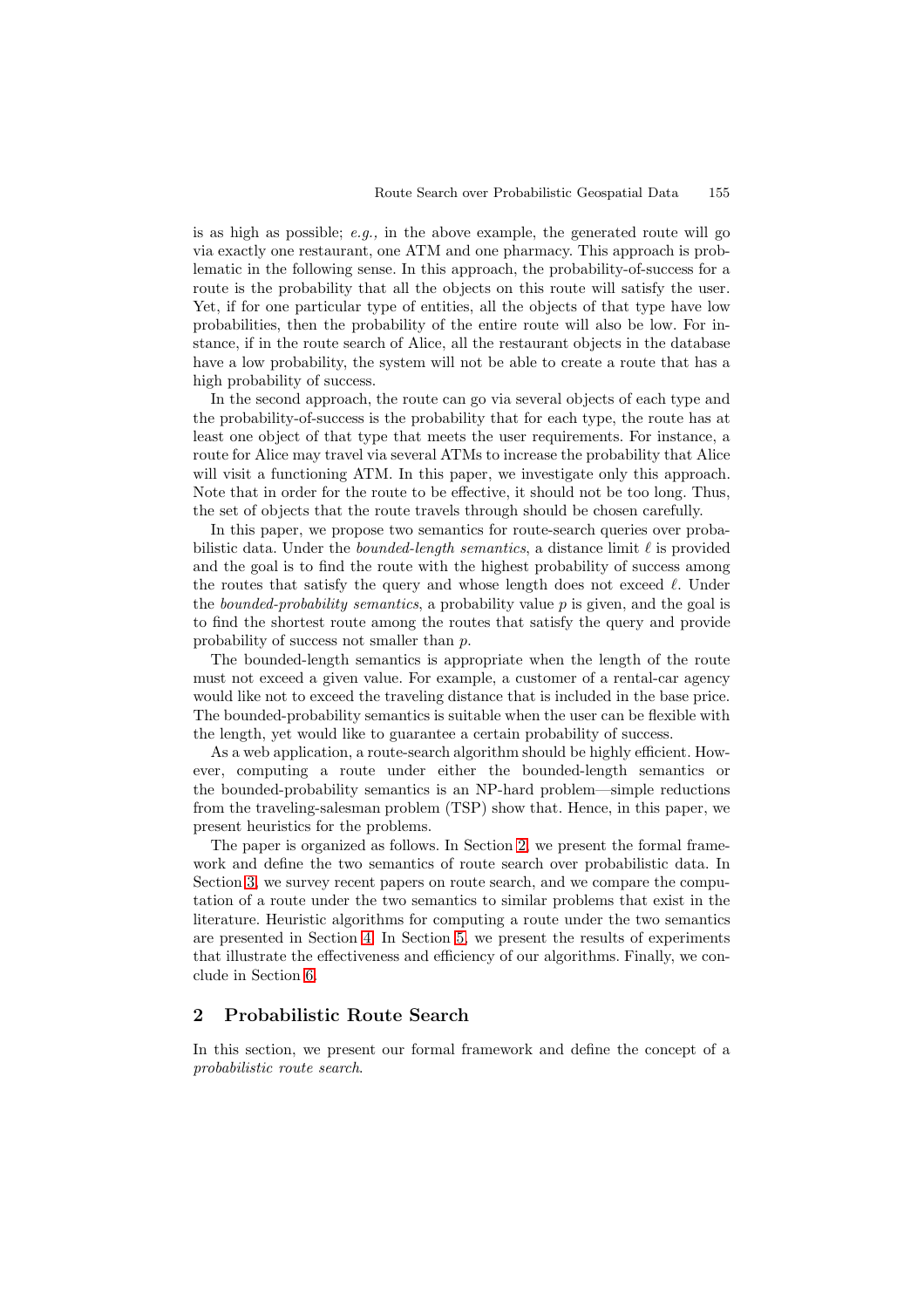is as high as possible; *e.g.,* in the above example, the generated route will go via exactly one restaurant, one ATM and one pharmacy. This approach is problematic in the following sense. In this approach, the probability-of-success for a route is the probability that all the objects on this route will satisfy the user. Yet, if for one particular type of entities, all the objects of that type have low probabilities, then the probability of the entire route will also be low. For instance, if in the route search of Alice, all the restaurant objects in the database have a low probability, the system will not be able to create a route that has a high probability of success.

In the second approach, the route can go via several objects of each type and the probability-of-success is the probability that for each type, the route has at least one object of that type that meets the user requirements. For instance, a route for Alice may travel via several ATMs to increase the probability that Alice will visit a functioning ATM. In this paper, we investigate only this approach. Note that in order for the route to be effective, it should not be too long. Thus, the set of objects that the route travels through should be chosen carefully.

In this paper, we propose two semantics for route-search queries over probabilistic data. Under the *bounded-length semantics*, a distance limit $\ell$ is provided and the goal is to find the route with the highest probability of success among the routes that satisfy the query and whose length does not exceed $\ell$. Under the *bounded-probability semantics*, a probability value $p$ is given, and the goal is to find the shortest route among the routes that satisfy the query and provide probability of success not smaller than $p$.

The bounded-length semantics is appropriate when the length of the route must not exceed a given value. For example, a customer of a rental-car agency would like not to exceed the traveling distance that is included in the base price. The bounded-probability semantics is suitable when the user can be flexible with the length, yet would like to guarantee a certain probability of success.

As a web application, a route-search algorithm should be highly efficient. However, computing a route under either the bounded-length semantics or the bounded-probability semantics is an NP-hard problem—simple reductions from the traveling-salesman problem (TSP) show that. Hence, in this paper, we present heuristics for the problems.

The paper is organized as follows. In Section 2, we present the formal framework and define the two semantics of route search over probabilistic data. In Section 3, we survey recent papers on route search, and we compare the computation of a route under the two semantics to similar problems that exist in the literature. Heuristic algorithms for computing a route under the two semantics are presented in Section 4. In Section 5, we present the results of experiments that illustrate the effectiveness and efficiency of our algorithms. Finally, we conclude in Section 6.

## 2 Probabilistic Route Search

In this section, we present our formal framework and define the concept of a *probabilistic route search*.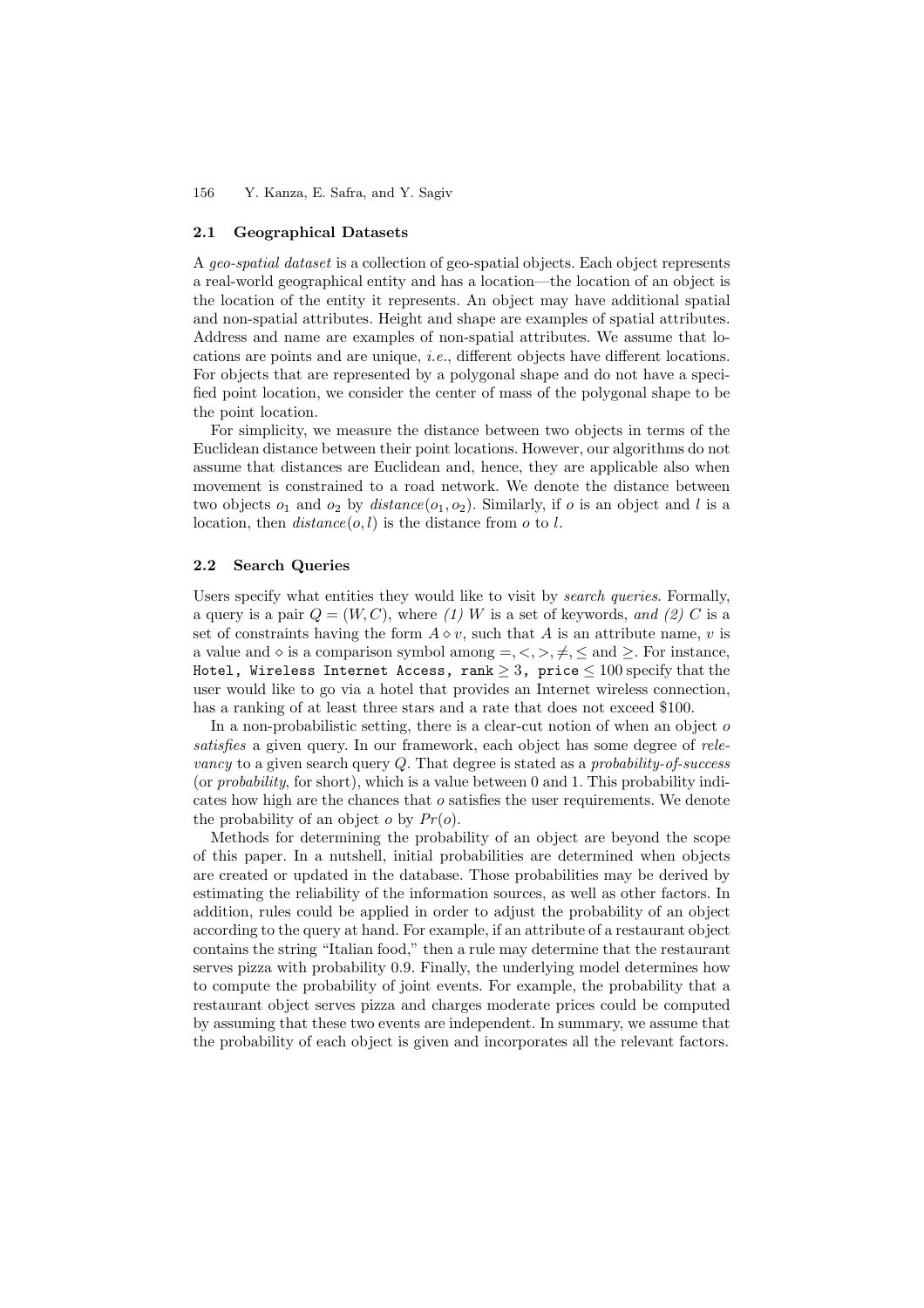### 2.1 Geographical Datasets

A *geo-spatial dataset* is a collection of geo-spatial objects. Each object represents a real-world geographical entity and has a location—the location of an object is the location of the entity it represents. An object may have additional spatial and non-spatial attributes. Height and shape are examples of spatial attributes. Address and name are examples of non-spatial attributes. We assume that locations are points and are unique, *i.e.*, different objects have different locations. For objects that are represented by a polygonal shape and do not have a specified point location, we consider the center of mass of the polygonal shape to be the point location.

For simplicity, we measure the distance between two objects in terms of the Euclidean distance between their point locations. However, our algorithms do not assume that distances are Euclidean and, hence, they are applicable also when movement is constrained to a road network. We denote the distance between two objects $o_1$ and $o_2$ by $distance(o_1, o_2)$. Similarly, if $o$ is an object and $l$ is a location, then $distance(o, l)$ is the distance from $o$ to $l$.

### 2.2 Search Queries

Users specify what entities they would like to visit by *search queries*. Formally, a query is a pair $Q = (W, C)$, where *(1)* $W$ is a set of keywords, *and (2)* $C$ is a set of constraints having the form $A \diamond v$, such that $A$ is an attribute name, $v$ is a value and $\diamond$ is a comparison symbol among $=, <, >, \neq, \leq$ and $\geq$. For instance, `Hotel, Wireless Internet Access, rank` $\geq 3$, `price` $\leq 100$ specify that the user would like to go via a hotel that provides an Internet wireless connection, has a ranking of at least three stars and a rate that does not exceed \$100.

In a non-probabilistic setting, there is a clear-cut notion of when an object $o$ *satisfies* a given query. In our framework, each object has some degree of *relevancy* to a given search query $Q$. That degree is stated as a *probability-of-success* (or *probability*, for short), which is a value between 0 and 1. This probability indicates how high are the chances that $o$ satisfies the user requirements. We denote the probability of an object $o$ by $Pr(o)$.

Methods for determining the probability of an object are beyond the scope of this paper. In a nutshell, initial probabilities are determined when objects are created or updated in the database. Those probabilities may be derived by estimating the reliability of the information sources, as well as other factors. In addition, rules could be applied in order to adjust the probability of an object according to the query at hand. For example, if an attribute of a restaurant object contains the string "Italian food," then a rule may determine that the restaurant serves pizza with probability 0.9. Finally, the underlying model determines how to compute the probability of joint events. For example, the probability that a restaurant object serves pizza and charges moderate prices could be computed by assuming that these two events are independent. In summary, we assume that the probability of each object is given and incorporates all the relevant factors.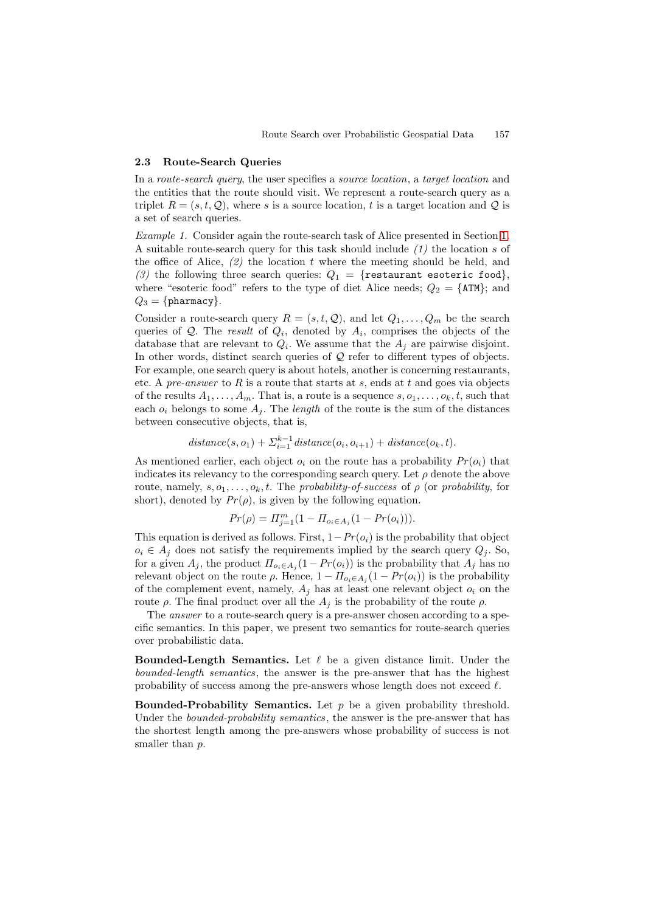### 2.3 Route-Search Queries

In a *route-search query*, the user specifies a *source location*, a *target location* and the entities that the route should visit. We represent a route-search query as a triplet $R = (s, t, \mathcal{Q})$, where $s$ is a source location, $t$ is a target location and $\mathcal{Q}$ is a set of search queries.

*Example 1.* Consider again the route-search task of Alice presented in Section 1. A suitable route-search query for this task should include *(1)* the location $s$ of the office of Alice, *(2)* the location $t$ where the meeting should be held, and *(3)* the following three search queries: $Q_1 = \{$`restaurant esoteric food`$\}$, where "esoteric food" refers to the type of diet Alice needs; $Q_2 = \{$`ATM`$\}$; and $Q_3 = \{$`pharmacy`$\}$.

Consider a route-search query $R = (s, t, \mathcal{Q})$, and let $Q_1, \ldots, Q_m$ be the search queries of $\mathcal{Q}$. The *result* of $Q_i$, denoted by $A_i$, comprises the objects of the database that are relevant to $Q_i$. We assume that the $A_j$ are pairwise disjoint. In other words, distinct search queries of $\mathcal{Q}$ refer to different types of objects. For example, one search query is about hotels, another is concerning restaurants, etc. A *pre-answer* to $R$ is a route that starts at $s$, ends at $t$ and goes via objects of the results $A_1, \ldots, A_m$. That is, a route is a sequence $s, o_1, \ldots, o_k, t$, such that each $o_i$ belongs to some $A_j$. The *length* of the route is the sum of the distances between consecutive objects, that is,

$$distance(s, o_1) + \Sigma_{i=1}^{k-1} distance(o_i, o_{i+1}) + distance(o_k, t).$$

As mentioned earlier, each object $o_i$ on the route has a probability $Pr(o_i)$ that indicates its relevancy to the corresponding search query. Let $\rho$ denote the above route, namely, $s, o_1, \ldots, o_k, t$. The *probability-of-success* of $\rho$ (or *probability*, for short), denoted by $Pr(\rho)$, is given by the following equation.

$$Pr(\rho) = \Pi_{j=1}^{m}(1 - \Pi_{o_i \in A_j}(1 - Pr(o_i))).$$

This equation is derived as follows. First, $1 - Pr(o_i)$ is the probability that object $o_i \in A_j$ does not satisfy the requirements implied by the search query $Q_j$. So, for a given $A_j$, the product $\Pi_{o_i \in A_j}(1 - Pr(o_i))$ is the probability that $A_j$ has no relevant object on the route $\rho$. Hence, $1 - \Pi_{o_i \in A_j}(1 - Pr(o_i))$ is the probability of the complement event, namely, $A_j$ has at least one relevant object $o_i$ on the route $\rho$. The final product over all the $A_j$ is the probability of the route $\rho$.

The *answer* to a route-search query is a pre-answer chosen according to a specific semantics. In this paper, we present two semantics for route-search queries over probabilistic data.

**Bounded-Length Semantics.** Let $\ell$ be a given distance limit. Under the *bounded-length semantics*, the answer is the pre-answer that has the highest probability of success among the pre-answers whose length does not exceed $\ell$.

**Bounded-Probability Semantics.** Let $p$ be a given probability threshold. Under the *bounded-probability semantics*, the answer is the pre-answer that has the shortest length among the pre-answers whose probability of success is not smaller than $p$.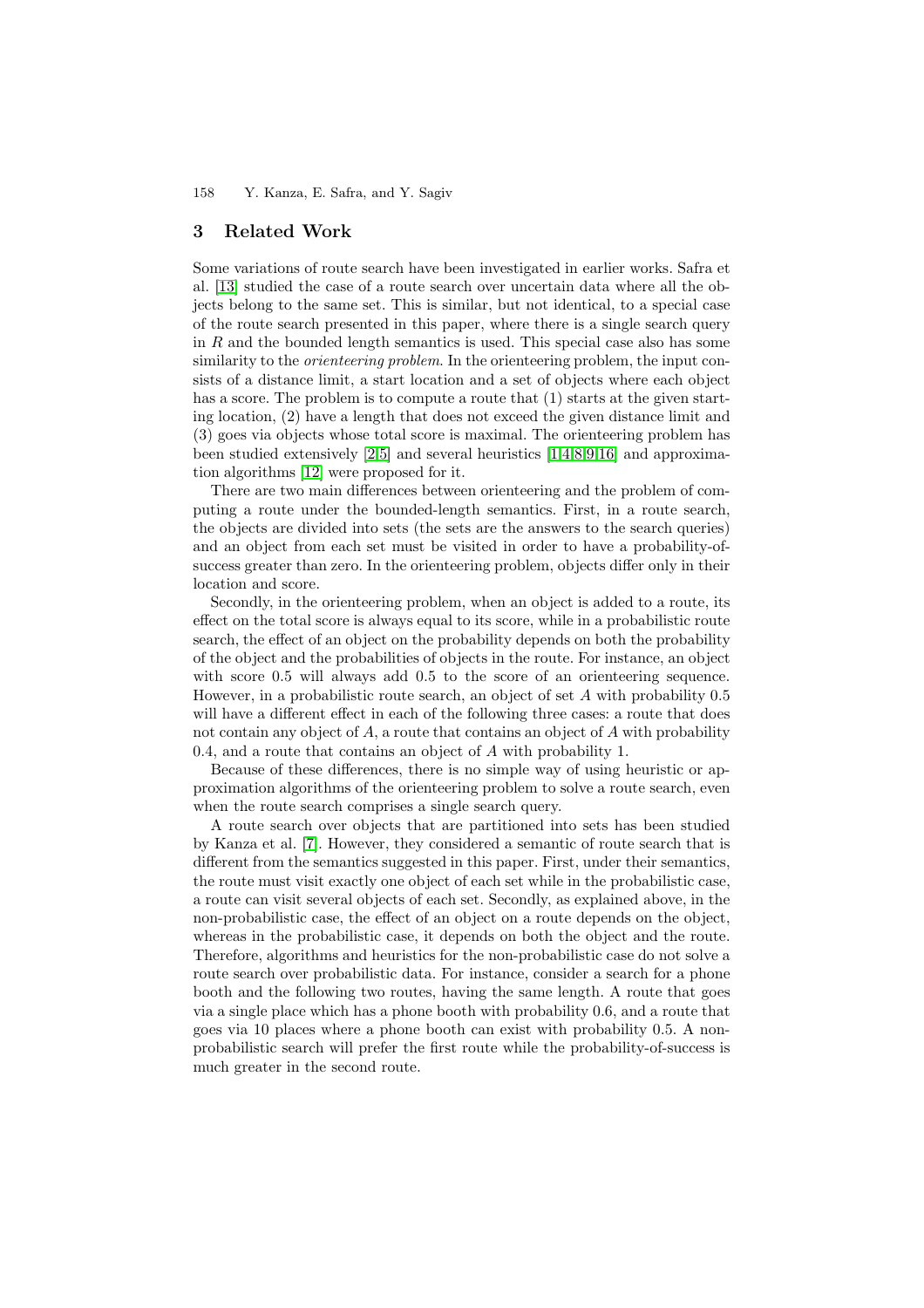## 3 Related Work

Some variations of route search have been investigated in earlier works. Safra et al. [13] studied the case of a route search over uncertain data where all the objects belong to the same set. This is similar, but not identical, to a special case of the route search presented in this paper, where there is a single search query in $R$ and the bounded length semantics is used. This special case also has some similarity to the *orienteering problem*. In the orienteering problem, the input consists of a distance limit, a start location and a set of objects where each object has a score. The problem is to compute a route that (1) starts at the given starting location, (2) have a length that does not exceed the given distance limit and (3) goes via objects whose total score is maximal. The orienteering problem has been studied extensively [2,5] and several heuristics [1,4,8,9,16] and approximation algorithms [12] were proposed for it.

There are two main differences between orienteering and the problem of computing a route under the bounded-length semantics. First, in a route search, the objects are divided into sets (the sets are the answers to the search queries) and an object from each set must be visited in order to have a probability-of-success greater than zero. In the orienteering problem, objects differ only in their location and score.

Secondly, in the orienteering problem, when an object is added to a route, its effect on the total score is always equal to its score, while in a probabilistic route search, the effect of an object on the probability depends on both the probability of the object and the probabilities of objects in the route. For instance, an object with score 0.5 will always add 0.5 to the score of an orienteering sequence. However, in a probabilistic route search, an object of set $A$ with probability 0.5 will have a different effect in each of the following three cases: a route that does not contain any object of $A$, a route that contains an object of $A$ with probability 0.4, and a route that contains an object of $A$ with probability 1.

Because of these differences, there is no simple way of using heuristic or approximation algorithms of the orienteering problem to solve a route search, even when the route search comprises a single search query.

A route search over objects that are partitioned into sets has been studied by Kanza et al. [7]. However, they considered a semantic of route search that is different from the semantics suggested in this paper. First, under their semantics, the route must visit exactly one object of each set while in the probabilistic case, a route can visit several objects of each set. Secondly, as explained above, in the non-probabilistic case, the effect of an object on a route depends on the object, whereas in the probabilistic case, it depends on both the object and the route. Therefore, algorithms and heuristics for the non-probabilistic case do not solve a route search over probabilistic data. For instance, consider a search for a phone booth and the following two routes, having the same length. A route that goes via a single place which has a phone booth with probability 0.6, and a route that goes via 10 places where a phone booth can exist with probability 0.5. A non-probabilistic search will prefer the first route while the probability-of-success is much greater in the second route.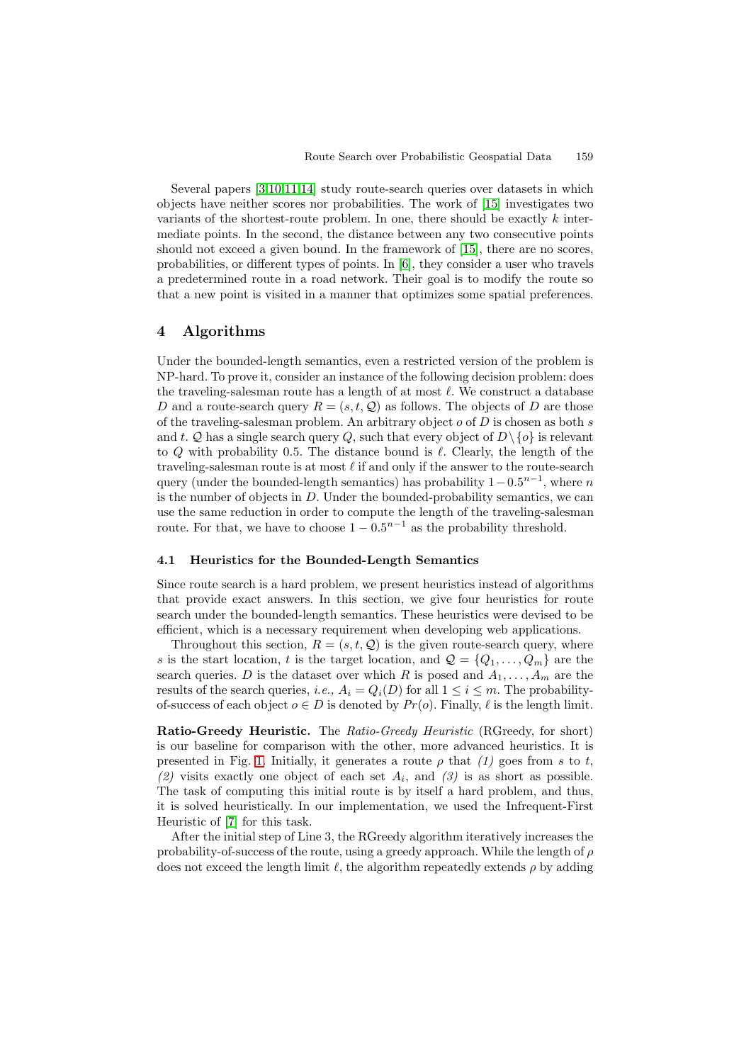Several papers [3,10,11,14] study route-search queries over datasets in which objects have neither scores nor probabilities. The work of [15] investigates two variants of the shortest-route problem. In one, there should be exactly $k$ intermediate points. In the second, the distance between any two consecutive points should not exceed a given bound. In the framework of [15], there are no scores, probabilities, or different types of points. In [6], they consider a user who travels a predetermined route in a road network. Their goal is to modify the route so that a new point is visited in a manner that optimizes some spatial preferences.

## 4 Algorithms

Under the bounded-length semantics, even a restricted version of the problem is NP-hard. To prove it, consider an instance of the following decision problem: does the traveling-salesman route has a length of at most $\ell$. We construct a database $D$ and a route-search query $R = (s, t, \mathcal{Q})$ as follows. The objects of $D$ are those of the traveling-salesman problem. An arbitrary object $o$ of $D$ is chosen as both $s$ and $t$. $\mathcal{Q}$ has a single search query $Q$, such that every object of $D \setminus \{o\}$ is relevant to $Q$ with probability 0.5. The distance bound is $\ell$. Clearly, the length of the traveling-salesman route is at most $\ell$ if and only if the answer to the route-search query (under the bounded-length semantics) has probability $1 - 0.5^{n-1}$, where $n$ is the number of objects in $D$. Under the bounded-probability semantics, we can use the same reduction in order to compute the length of the traveling-salesman route. For that, we have to choose $1 - 0.5^{n-1}$ as the probability threshold.

### 4.1 Heuristics for the Bounded-Length Semantics

Since route search is a hard problem, we present heuristics instead of algorithms that provide exact answers. In this section, we give four heuristics for route search under the bounded-length semantics. These heuristics were devised to be efficient, which is a necessary requirement when developing web applications.

Throughout this section, $R = (s, t, \mathcal{Q})$ is the given route-search query, where $s$ is the start location, $t$ is the target location, and $\mathcal{Q} = \{Q_1, \ldots, Q_m\}$ are the search queries. $D$ is the dataset over which $R$ is posed and $A_1, \ldots, A_m$ are the results of the search queries, *i.e.,* $A_i = Q_i(D)$ for all $1 \leq i \leq m$. The probability-of-success of each object $o \in D$ is denoted by $Pr(o)$. Finally, $\ell$ is the length limit.

**Ratio-Greedy Heuristic.** The *Ratio-Greedy Heuristic* (RGreedy, for short) is our baseline for comparison with the other, more advanced heuristics. It is presented in Fig. 1. Initially, it generates a route $\rho$ that *(1)* goes from $s$ to $t$, *(2)* visits exactly one object of each set $A_i$, and *(3)* is as short as possible. The task of computing this initial route is by itself a hard problem, and thus, it is solved heuristically. In our implementation, we used the Infrequent-First Heuristic of [7] for this task.

After the initial step of Line 3, the RGreedy algorithm iteratively increases the probability-of-success of the route, using a greedy approach. While the length of $\rho$ does not exceed the length limit $\ell$, the algorithm repeatedly extends $\rho$ by adding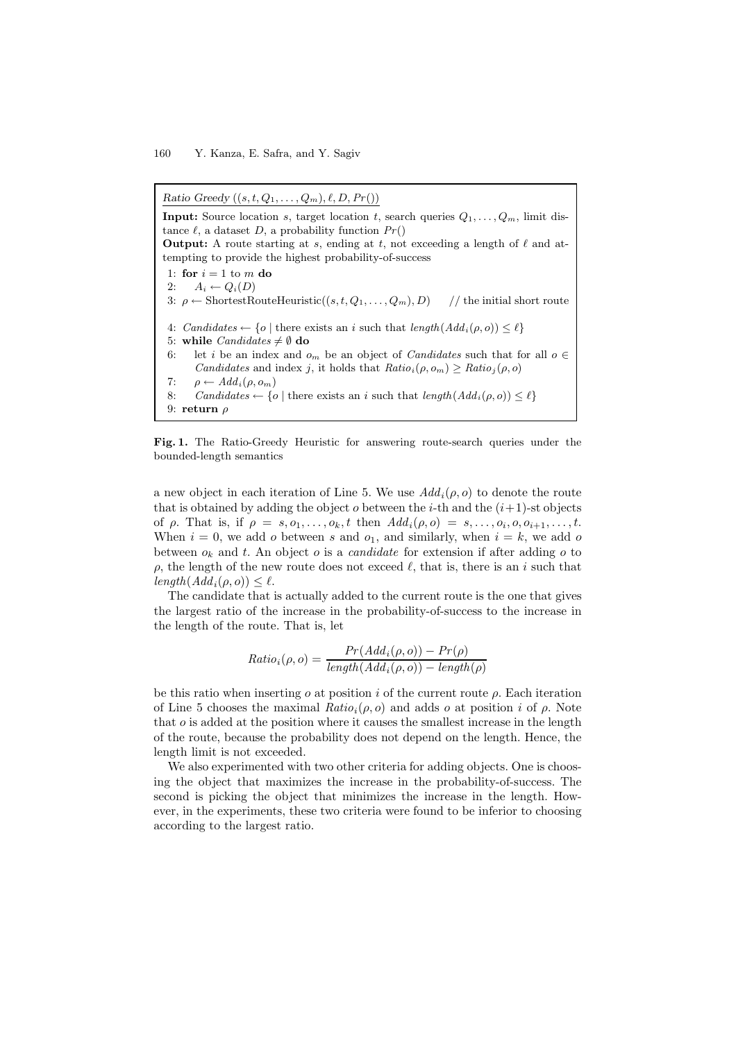*Ratio Greedy* $((s, t, Q_1, \ldots, Q_m), \ell, D, Pr())$

**Input:** Source location $s$, target location $t$, search queries $Q_1, \ldots, Q_m$, limit distance $\ell$, a dataset $D$, a probability function $Pr()$

**Output:** A route starting at $s$, ending at $t$, not exceeding a length of $\ell$ and attempting to provide the highest probability-of-success

```
1: for i = 1 to m do
2:    A_i ← Q_i(D)
3: ρ ← ShortestRouteHeuristic((s, t, Q_1, ..., Q_m), D)     // the initial short route
4: Candidates ← {o | there exists an i such that length(Add_i(ρ, o)) ≤ ℓ}
5: while Candidates ≠ ∅ do
6:    let i be an index and o_m be an object of Candidates such that for all o ∈
      Candidates and index j, it holds that Ratio_i(ρ, o_m) ≥ Ratio_j(ρ, o)
7:    ρ ← Add_i(ρ, o_m)
8:    Candidates ← {o | there exists an i such that length(Add_i(ρ, o)) ≤ ℓ}
9: return ρ
```

**Fig. 1.** The Ratio-Greedy Heuristic for answering route-search queries under the bounded-length semantics

a new object in each iteration of Line 5. We use $Add_i(\rho, o)$ to denote the route that is obtained by adding the object $o$ between the $i$-th and the $(i+1)$-st objects of $\rho$. That is, if $\rho = s, o_1, \ldots, o_k, t$ then $Add_i(\rho, o) = s, \ldots, o_i, o, o_{i+1}, \ldots, t$. When $i = 0$, we add $o$ between $s$ and $o_1$, and similarly, when $i = k$, we add $o$ between $o_k$ and $t$. An object $o$ is a *candidate* for extension if after adding $o$ to $\rho$, the length of the new route does not exceed $\ell$, that is, there is an $i$ such that $length(Add_i(\rho, o)) \leq \ell$.

The candidate that is actually added to the current route is the one that gives the largest ratio of the increase in the probability-of-success to the increase in the length of the route. That is, let

$$Ratio_i(\rho, o) = \frac{Pr(Add_i(\rho, o)) - Pr(\rho)}{length(Add_i(\rho, o)) - length(\rho)}$$

be this ratio when inserting $o$ at position $i$ of the current route $\rho$. Each iteration of Line 5 chooses the maximal $Ratio_i(\rho, o)$ and adds $o$ at position $i$ of $\rho$. Note that $o$ is added at the position where it causes the smallest increase in the length of the route, because the probability does not depend on the length. Hence, the length limit is not exceeded.

We also experimented with two other criteria for adding objects. One is choosing the object that maximizes the increase in the probability-of-success. The second is picking the object that minimizes the increase in the length. However, in the experiments, these two criteria were found to be inferior to choosing according to the largest ratio.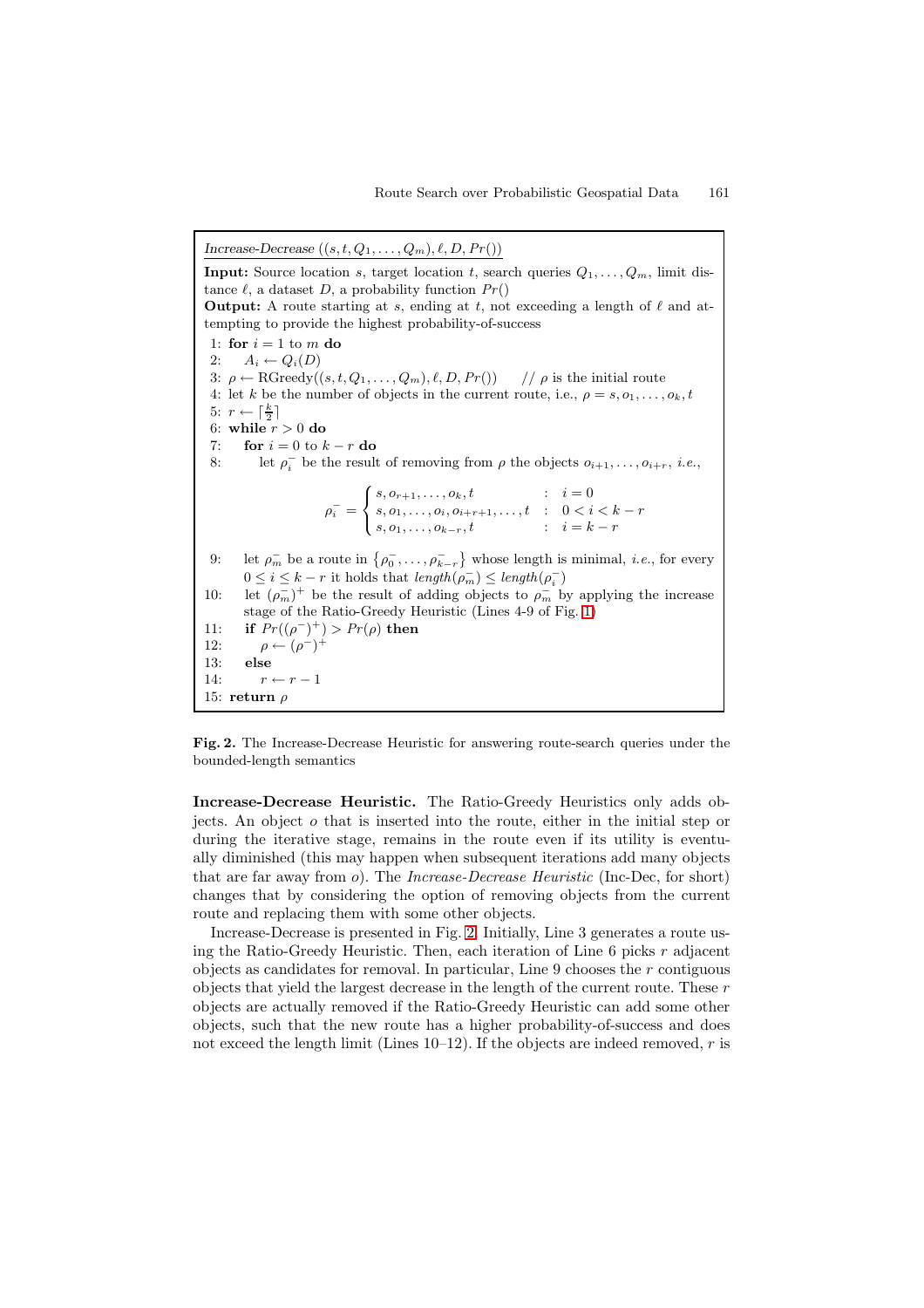*Increase-Decrease* $((s, t, Q_1, \ldots, Q_m), \ell, D, Pr())$

**Input:** Source location $s$, target location $t$, search queries $Q_1, \ldots, Q_m$, limit distance $\ell$, a dataset $D$, a probability function $Pr()$

**Output:** A route starting at $s$, ending at $t$, not exceeding a length of $\ell$ and attempting to provide the highest probability-of-success

1: **for** $i = 1$ to $m$ **do**

2: $\quad A_i \leftarrow Q_i(D)$

3: $\rho \leftarrow$ RGreedy$((s, t, Q_1, \ldots, Q_m), \ell, D, Pr())$ $\quad$ // $\rho$ is the initial route

4: let $k$ be the number of objects in the current route, i.e., $\rho = s, o_1, \ldots, o_k, t$

5: $r \leftarrow \lceil \frac{k}{2} \rceil$

6: **while** $r > 0$ **do**

7: $\quad$ **for** $i = 0$ to $k - r$ **do**

8: $\quad\quad$ let $\rho_i^-$ be the result of removing from $\rho$ the objects $o_{i+1}, \ldots, o_{i+r}$, *i.e.*,

$$\rho_i^- = \begin{cases} s, o_{r+1}, \ldots, o_k, t & : \quad i = 0 \\ s, o_1, \ldots, o_i, o_{i+r+1}, \ldots, t & : \quad 0 < i < k - r \\ s, o_1, \ldots, o_{k-r}, t & : \quad i = k - r \end{cases}$$

9: $\quad$ let $\rho_m^-$ be a route in $\{\rho_0^-, \ldots, \rho_{k-r}^-\}$ whose length is minimal, *i.e.*, for every $0 \le i \le k - r$ it holds that *length*$(\rho_m^-) \le$ *length*$(\rho_i^-)$

10: $\quad$ let $(\rho_m^-)^+$ be the result of adding objects to $\rho_m^-$ by applying the increase stage of the Ratio-Greedy Heuristic (Lines 4-9 of Fig. 1)

11: $\quad$ **if** $Pr((\rho^-)^+) > Pr(\rho)$ **then**

12: $\quad\quad \rho \leftarrow (\rho^-)^+$

13: $\quad$ **else**

14: $\quad\quad r \leftarrow r - 1$

15: **return** $\rho$

**Fig. 2.** The Increase-Decrease Heuristic for answering route-search queries under the bounded-length semantics

**Increase-Decrease Heuristic.** The Ratio-Greedy Heuristics only adds objects. An object $o$ that is inserted into the route, either in the initial step or during the iterative stage, remains in the route even if its utility is eventually diminished (this may happen when subsequent iterations add many objects that are far away from $o$). The *Increase-Decrease Heuristic* (Inc-Dec, for short) changes that by considering the option of removing objects from the current route and replacing them with some other objects.

Increase-Decrease is presented in Fig. 2. Initially, Line 3 generates a route using the Ratio-Greedy Heuristic. Then, each iteration of Line 6 picks $r$ adjacent objects as candidates for removal. In particular, Line 9 chooses the $r$ contiguous objects that yield the largest decrease in the length of the current route. These $r$ objects are actually removed if the Ratio-Greedy Heuristic can add some other objects, such that the new route has a higher probability-of-success and does not exceed the length limit (Lines 10–12). If the objects are indeed removed, $r$ is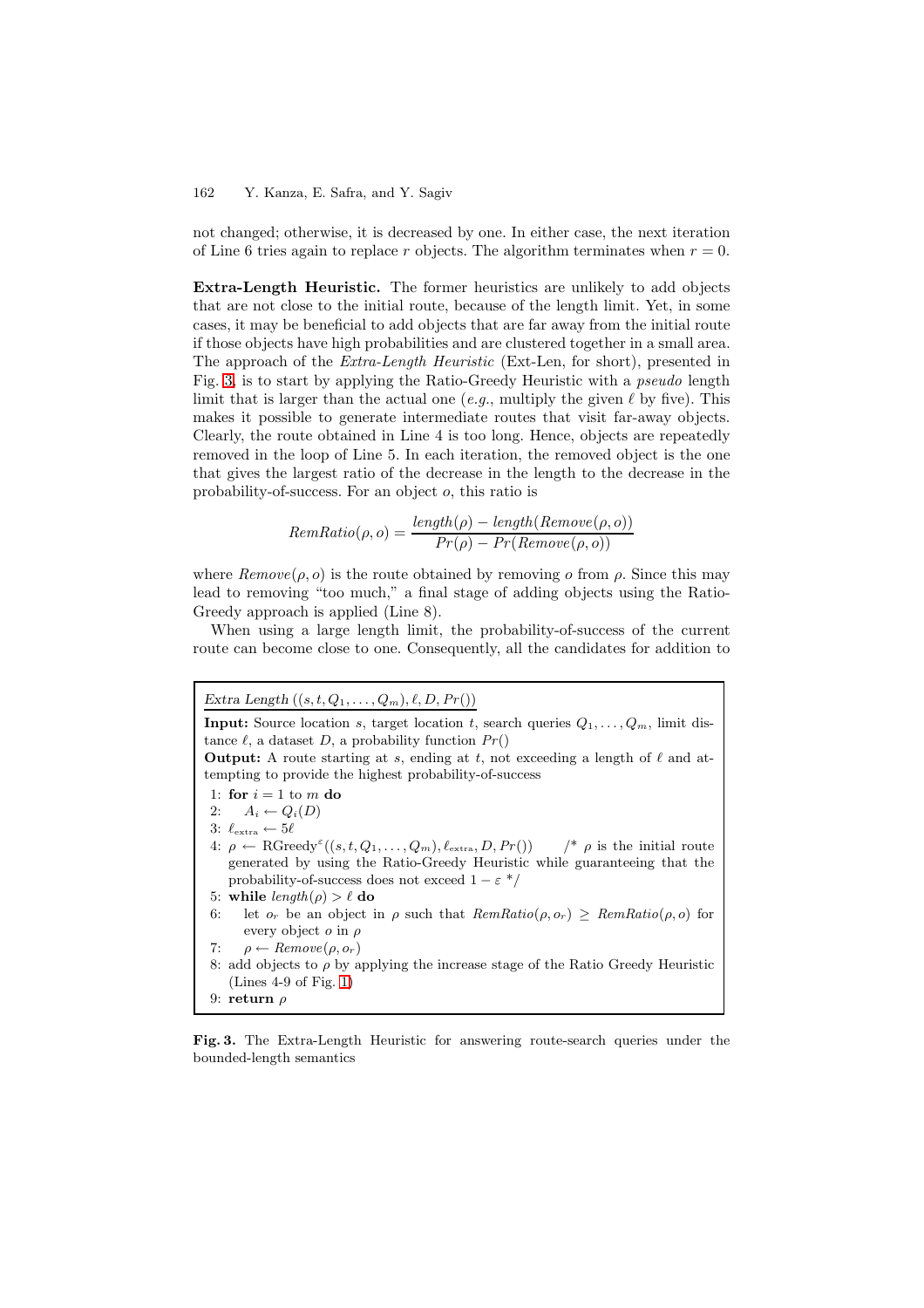not changed; otherwise, it is decreased by one. In either case, the next iteration of Line 6 tries again to replace $r$ objects. The algorithm terminates when $r = 0$.

**Extra-Length Heuristic.** The former heuristics are unlikely to add objects that are not close to the initial route, because of the length limit. Yet, in some cases, it may be beneficial to add objects that are far away from the initial route if those objects have high probabilities and are clustered together in a small area. The approach of the *Extra-Length Heuristic* (Ext-Len, for short), presented in Fig. 3, is to start by applying the Ratio-Greedy Heuristic with a *pseudo* length limit that is larger than the actual one (*e.g.*, multiply the given $\ell$ by five). This makes it possible to generate intermediate routes that visit far-away objects. Clearly, the route obtained in Line 4 is too long. Hence, objects are repeatedly removed in the loop of Line 5. In each iteration, the removed object is the one that gives the largest ratio of the decrease in the length to the decrease in the probability-of-success. For an object $o$, this ratio is

$$RemRatio(\rho, o) = \frac{length(\rho) - length(Remove(\rho, o))}{Pr(\rho) - Pr(Remove(\rho, o))}$$

where $Remove(\rho, o)$ is the route obtained by removing $o$ from $\rho$. Since this may lead to removing "too much," a final stage of adding objects using the Ratio-Greedy approach is applied (Line 8).

When using a large length limit, the probability-of-success of the current route can become close to one. Consequently, all the candidates for addition to

---

<u>*Extra Length* $((s, t, Q_1, \ldots, Q_m), \ell, D, Pr())$</u>

**Input:** Source location $s$, target location $t$, search queries $Q_1, \ldots, Q_m$, limit distance $\ell$, a dataset $D$, a probability function $Pr()$

**Output:** A route starting at $s$, ending at $t$, not exceeding a length of $\ell$ and attempting to provide the highest probability-of-success

1: **for** $i = 1$ to $m$ **do**
2: $\quad A_i \leftarrow Q_i(D)$
3: $\ell_{\text{extra}} \leftarrow 5\ell$
4: $\rho \leftarrow$ RGreedy$^{\varepsilon}((s, t, Q_1, \ldots, Q_m), \ell_{\text{extra}}, D, Pr())$ /* $\rho$ is the initial route generated by using the Ratio-Greedy Heuristic while guaranteeing that the probability-of-success does not exceed $1 - \varepsilon$ */
5: **while** $length(\rho) > \ell$ **do**
6: $\quad$ let $o_r$ be an object in $\rho$ such that $RemRatio(\rho, o_r) \geq RemRatio(\rho, o)$ for every object $o$ in $\rho$
7: $\quad \rho \leftarrow Remove(\rho, o_r)$
8: add objects to $\rho$ by applying the increase stage of the Ratio Greedy Heuristic (Lines 4-9 of Fig. 1)
9: **return** $\rho$

---

**Fig. 3.** The Extra-Length Heuristic for answering route-search queries under the bounded-length semantics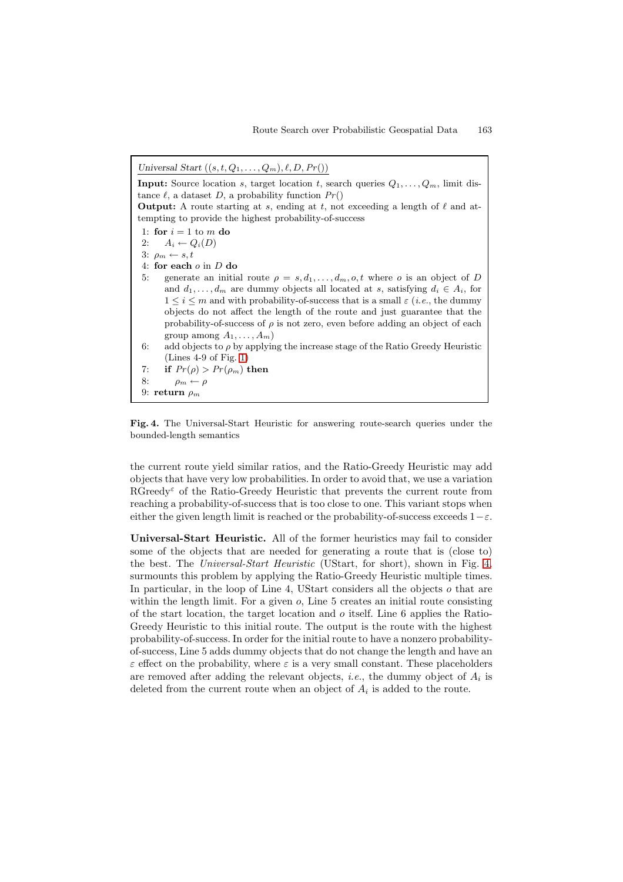*Universal Start* $((s, t, Q_1, \ldots, Q_m), \ell, D, Pr())$

**Input:** Source location $s$, target location $t$, search queries $Q_1, \ldots, Q_m$, limit distance $\ell$, a dataset $D$, a probability function $Pr()$

**Output:** A route starting at $s$, ending at $t$, not exceeding a length of $\ell$ and attempting to provide the highest probability-of-success

```
1: for i = 1 to m do
2:    A_i ← Q_i(D)
3: ρ_m ← s, t
4: for each o in D do
5:    generate an initial route ρ = s, d_1, ..., d_m, o, t where o is an object of D
      and d_1, ..., d_m are dummy objects all located at s, satisfying d_i ∈ A_i, for
      1 ≤ i ≤ m and with probability-of-success that is a small ε (i.e., the dummy
      objects do not affect the length of the route and just guarantee that the
      probability-of-success of ρ is not zero, even before adding an object of each
      group among A_1, ..., A_m)
6:    add objects to ρ by applying the increase stage of the Ratio Greedy Heuristic
      (Lines 4-9 of Fig. 1)
7:    if Pr(ρ) > Pr(ρ_m) then
8:       ρ_m ← ρ
9: return ρ_m
```

**Fig. 4.** The Universal-Start Heuristic for answering route-search queries under the bounded-length semantics

the current route yield similar ratios, and the Ratio-Greedy Heuristic may add objects that have very low probabilities. In order to avoid that, we use a variation RGreedy$^{\varepsilon}$ of the Ratio-Greedy Heuristic that prevents the current route from reaching a probability-of-success that is too close to one. This variant stops when either the given length limit is reached or the probability-of-success exceeds $1-\varepsilon$.

**Universal-Start Heuristic.** All of the former heuristics may fail to consider some of the objects that are needed for generating a route that is (close to) the best. The *Universal-Start Heuristic* (UStart, for short), shown in Fig. 4, surmounts this problem by applying the Ratio-Greedy Heuristic multiple times. In particular, in the loop of Line 4, UStart considers all the objects $o$ that are within the length limit. For a given $o$, Line 5 creates an initial route consisting of the start location, the target location and $o$ itself. Line 6 applies the Ratio-Greedy Heuristic to this initial route. The output is the route with the highest probability-of-success. In order for the initial route to have a nonzero probability-of-success, Line 5 adds dummy objects that do not change the length and have an $\varepsilon$ effect on the probability, where $\varepsilon$ is a very small constant. These placeholders are removed after adding the relevant objects, *i.e.*, the dummy object of $A_i$ is deleted from the current route when an object of $A_i$ is added to the route.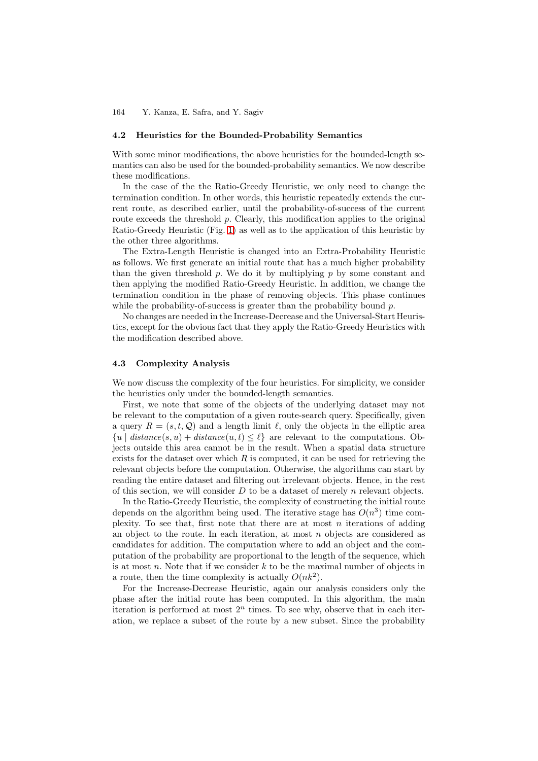### 4.2 Heuristics for the Bounded-Probability Semantics

With some minor modifications, the above heuristics for the bounded-length semantics can also be used for the bounded-probability semantics. We now describe these modifications.

In the case of the the Ratio-Greedy Heuristic, we only need to change the termination condition. In other words, this heuristic repeatedly extends the current route, as described earlier, until the probability-of-success of the current route exceeds the threshold $p$. Clearly, this modification applies to the original Ratio-Greedy Heuristic (Fig. 1) as well as to the application of this heuristic by the other three algorithms.

The Extra-Length Heuristic is changed into an Extra-Probability Heuristic as follows. We first generate an initial route that has a much higher probability than the given threshold $p$. We do it by multiplying $p$ by some constant and then applying the modified Ratio-Greedy Heuristic. In addition, we change the termination condition in the phase of removing objects. This phase continues while the probability-of-success is greater than the probability bound $p$.

No changes are needed in the Increase-Decrease and the Universal-Start Heuristics, except for the obvious fact that they apply the Ratio-Greedy Heuristics with the modification described above.

### 4.3 Complexity Analysis

We now discuss the complexity of the four heuristics. For simplicity, we consider the heuristics only under the bounded-length semantics.

First, we note that some of the objects of the underlying dataset may not be relevant to the computation of a given route-search query. Specifically, given a query $R = (s, t, \mathcal{Q})$ and a length limit $\ell$, only the objects in the elliptic area $\{u \mid \mathit{distance}(s, u) + \mathit{distance}(u, t) \leq \ell\}$ are relevant to the computations. Objects outside this area cannot be in the result. When a spatial data structure exists for the dataset over which $R$ is computed, it can be used for retrieving the relevant objects before the computation. Otherwise, the algorithms can start by reading the entire dataset and filtering out irrelevant objects. Hence, in the rest of this section, we will consider $D$ to be a dataset of merely $n$ relevant objects.

In the Ratio-Greedy Heuristic, the complexity of constructing the initial route depends on the algorithm being used. The iterative stage has $O(n^3)$ time complexity. To see that, first note that there are at most $n$ iterations of adding an object to the route. In each iteration, at most $n$ objects are considered as candidates for addition. The computation where to add an object and the computation of the probability are proportional to the length of the sequence, which is at most $n$. Note that if we consider $k$ to be the maximal number of objects in a route, then the time complexity is actually $O(nk^2)$.

For the Increase-Decrease Heuristic, again our analysis considers only the phase after the initial route has been computed. In this algorithm, the main iteration is performed at most $2^n$ times. To see why, observe that in each iteration, we replace a subset of the route by a new subset. Since the probability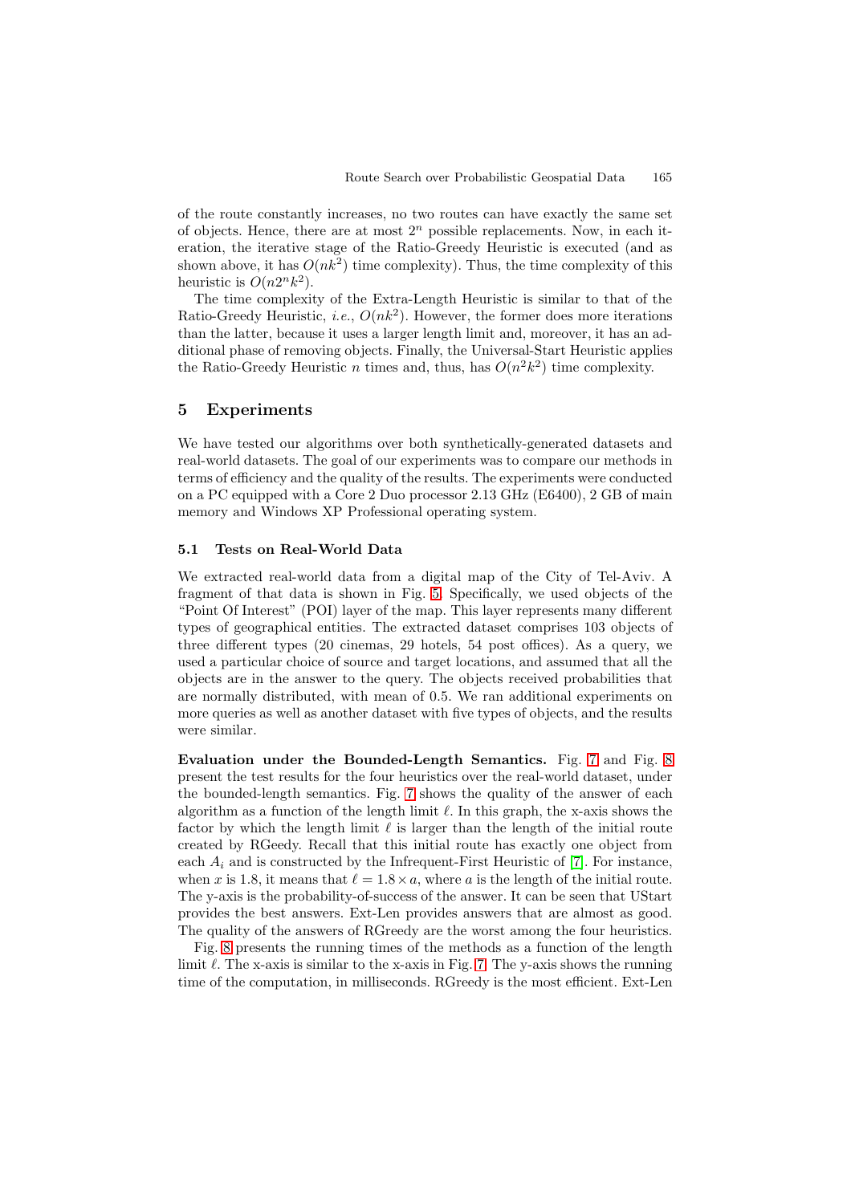of the route constantly increases, no two routes can have exactly the same set of objects. Hence, there are at most $2^n$ possible replacements. Now, in each iteration, the iterative stage of the Ratio-Greedy Heuristic is executed (and as shown above, it has $O(nk^2)$ time complexity). Thus, the time complexity of this heuristic is $O(n2^nk^2)$.

The time complexity of the Extra-Length Heuristic is similar to that of the Ratio-Greedy Heuristic, *i.e.*, $O(nk^2)$. However, the former does more iterations than the latter, because it uses a larger length limit and, moreover, it has an additional phase of removing objects. Finally, the Universal-Start Heuristic applies the Ratio-Greedy Heuristic $n$ times and, thus, has $O(n^2k^2)$ time complexity.

## 5 Experiments

We have tested our algorithms over both synthetically-generated datasets and real-world datasets. The goal of our experiments was to compare our methods in terms of efficiency and the quality of the results. The experiments were conducted on a PC equipped with a Core 2 Duo processor 2.13 GHz (E6400), 2 GB of main memory and Windows XP Professional operating system.

### 5.1 Tests on Real-World Data

We extracted real-world data from a digital map of the City of Tel-Aviv. A fragment of that data is shown in Fig. 5. Specifically, we used objects of the "Point Of Interest" (POI) layer of the map. This layer represents many different types of geographical entities. The extracted dataset comprises 103 objects of three different types (20 cinemas, 29 hotels, 54 post offices). As a query, we used a particular choice of source and target locations, and assumed that all the objects are in the answer to the query. The objects received probabilities that are normally distributed, with mean of 0.5. We ran additional experiments on more queries as well as another dataset with five types of objects, and the results were similar.

**Evaluation under the Bounded-Length Semantics.** Fig. 7 and Fig. 8 present the test results for the four heuristics over the real-world dataset, under the bounded-length semantics. Fig. 7 shows the quality of the answer of each algorithm as a function of the length limit $\ell$. In this graph, the x-axis shows the factor by which the length limit $\ell$ is larger than the length of the initial route created by RGeedy. Recall that this initial route has exactly one object from each $A_i$ and is constructed by the Infrequent-First Heuristic of [7]. For instance, when $x$ is 1.8, it means that $\ell = 1.8 \times a$, where $a$ is the length of the initial route. The y-axis is the probability-of-success of the answer. It can be seen that UStart provides the best answers. Ext-Len provides answers that are almost as good. The quality of the answers of RGreedy are the worst among the four heuristics.

Fig. 8 presents the running times of the methods as a function of the length limit $\ell$. The x-axis is similar to the x-axis in Fig. 7. The y-axis shows the running time of the computation, in milliseconds. RGreedy is the most efficient. Ext-Len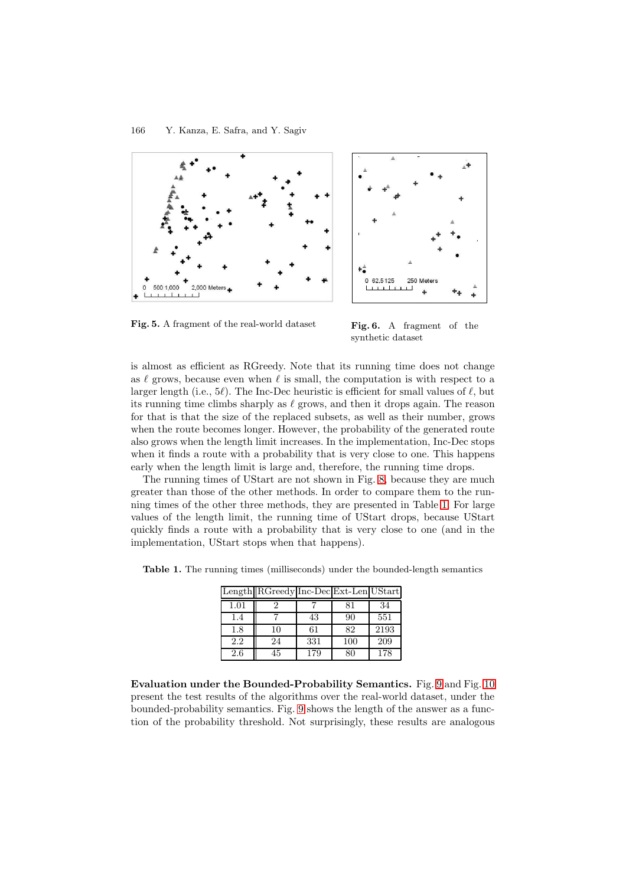Fig. 5. A fragment of the real-world dataset

Fig. 6. A fragment of the synthetic dataset

is almost as efficient as RGreedy. Note that its running time does not change as $\ell$ grows, because even when $\ell$ is small, the computation is with respect to a larger length (i.e., $5\ell$). The Inc-Dec heuristic is efficient for small values of $\ell$, but its running time climbs sharply as $\ell$ grows, and then it drops again. The reason for that is that the size of the replaced subsets, as well as their number, grows when the route becomes longer. However, the probability of the generated route also grows when the length limit increases. In the implementation, Inc-Dec stops when it finds a route with a probability that is very close to one. This happens early when the length limit is large and, therefore, the running time drops.

The running times of UStart are not shown in Fig. 8, because they are much greater than those of the other methods. In order to compare them to the running times of the other three methods, they are presented in Table 1. For large values of the length limit, the running time of UStart drops, because UStart quickly finds a route with a probability that is very close to one (and in the implementation, UStart stops when that happens).

**Table 1.** The running times (milliseconds) under the bounded-length semantics

| Length | RGreedy | Inc-Dec | Ext-Len | UStart |
|---|---|---|---|---|
| 1.01 | 2 | 7 | 81 | 34 |
| 1.4 | 7 | 43 | 90 | 551 |
| 1.8 | 10 | 61 | 82 | 2193 |
| 2.2 | 24 | 331 | 100 | 209 |
| 2.6 | 45 | 179 | 80 | 178 |

**Evaluation under the Bounded-Probability Semantics.** Fig. 9 and Fig. 10 present the test results of the algorithms over the real-world dataset, under the bounded-probability semantics. Fig. 9 shows the length of the answer as a function of the probability threshold. Not surprisingly, these results are analogous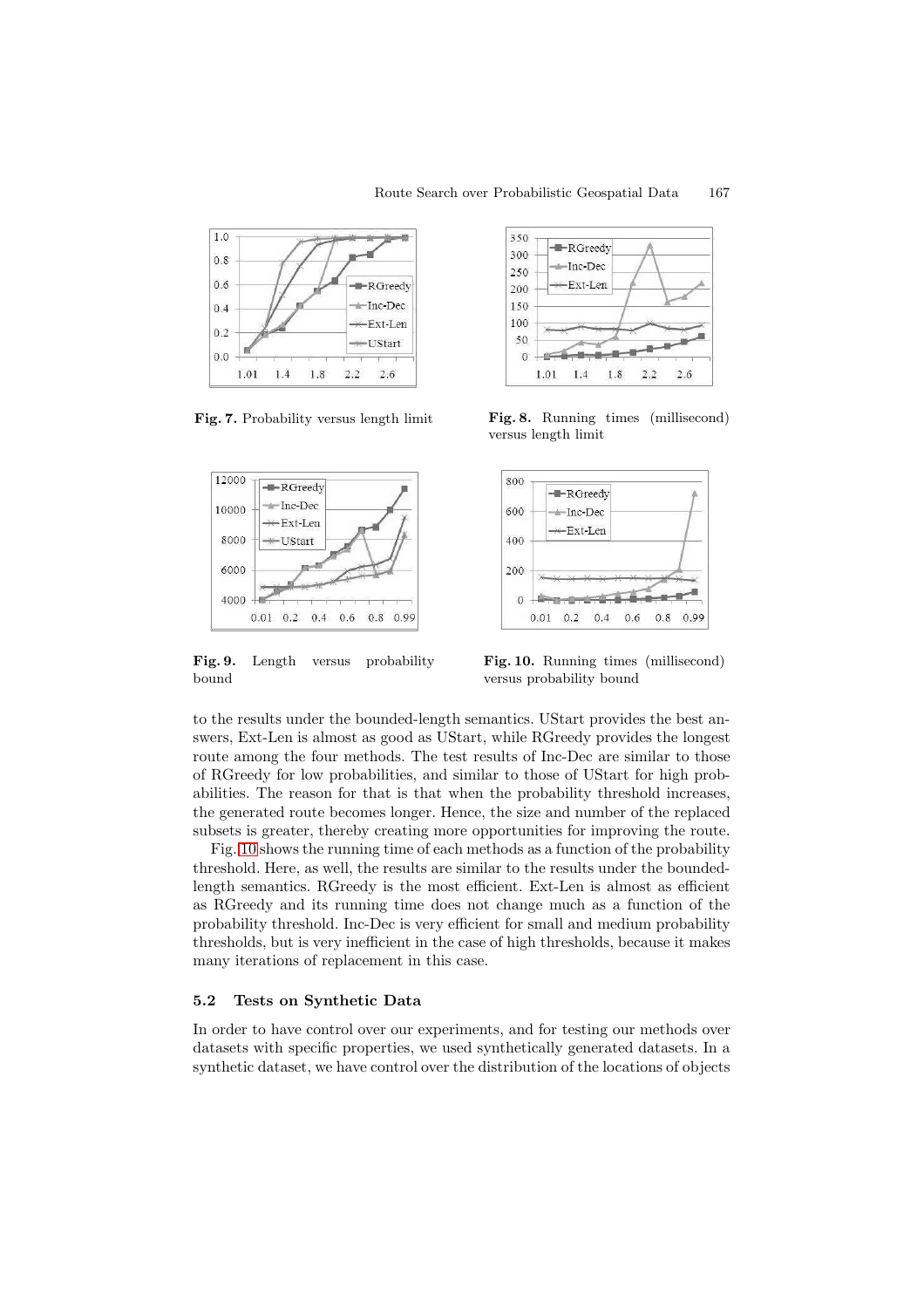Fig. 7. Probability versus length limit

Fig. 8. Running times (millisecond) versus length limit

Fig. 9. Length versus probability bound

Fig. 10. Running times (millisecond) versus probability bound

to the results under the bounded-length semantics. UStart provides the best answers, Ext-Len is almost as good as UStart, while RGreedy provides the longest route among the four methods. The test results of Inc-Dec are similar to those of RGreedy for low probabilities, and similar to those of UStart for high probabilities. The reason for that is that when the probability threshold increases, the generated route becomes longer. Hence, the size and number of the replaced subsets is greater, thereby creating more opportunities for improving the route.

Fig. 10 shows the running time of each methods as a function of the probability threshold. Here, as well, the results are similar to the results under the bounded-length semantics. RGreedy is the most efficient. Ext-Len is almost as efficient as RGreedy and its running time does not change much as a function of the probability threshold. Inc-Dec is very efficient for small and medium probability thresholds, but is very inefficient in the case of high thresholds, because it makes many iterations of replacement in this case.

### 5.2 Tests on Synthetic Data

In order to have control over our experiments, and for testing our methods over datasets with specific properties, we used synthetically generated datasets. In a synthetic dataset, we have control over the distribution of the locations of objects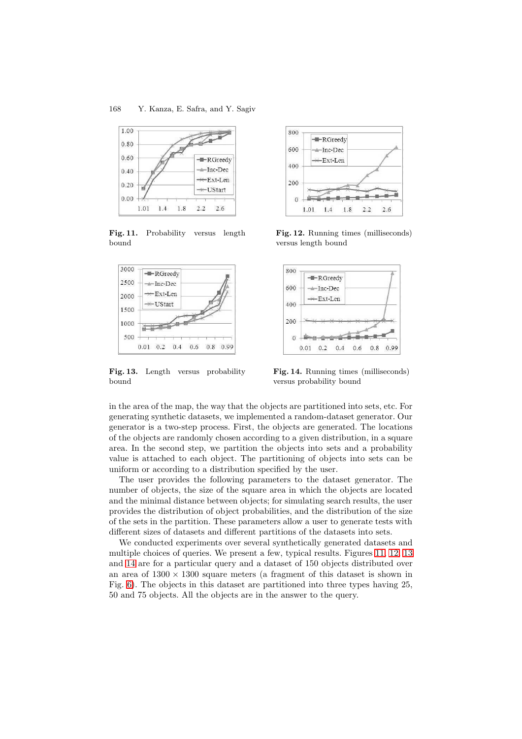Fig. 11. Probability versus length bound

Fig. 12. Running times (milliseconds) versus length bound

Fig. 13. Length versus probability bound

Fig. 14. Running times (milliseconds) versus probability bound

in the area of the map, the way that the objects are partitioned into sets, etc. For generating synthetic datasets, we implemented a random-dataset generator. Our generator is a two-step process. First, the objects are generated. The locations of the objects are randomly chosen according to a given distribution, in a square area. In the second step, we partition the objects into sets and a probability value is attached to each object. The partitioning of objects into sets can be uniform or according to a distribution specified by the user.

The user provides the following parameters to the dataset generator. The number of objects, the size of the square area in which the objects are located and the minimal distance between objects; for simulating search results, the user provides the distribution of object probabilities, and the distribution of the size of the sets in the partition. These parameters allow a user to generate tests with different sizes of datasets and different partitions of the datasets into sets.

We conducted experiments over several synthetically generated datasets and multiple choices of queries. We present a few, typical results. Figures 11, 12, 13 and 14 are for a particular query and a dataset of 150 objects distributed over an area of $1300 \times 1300$ square meters (a fragment of this dataset is shown in Fig. 6). The objects in this dataset are partitioned into three types having 25, 50 and 75 objects. All the objects are in the answer to the query.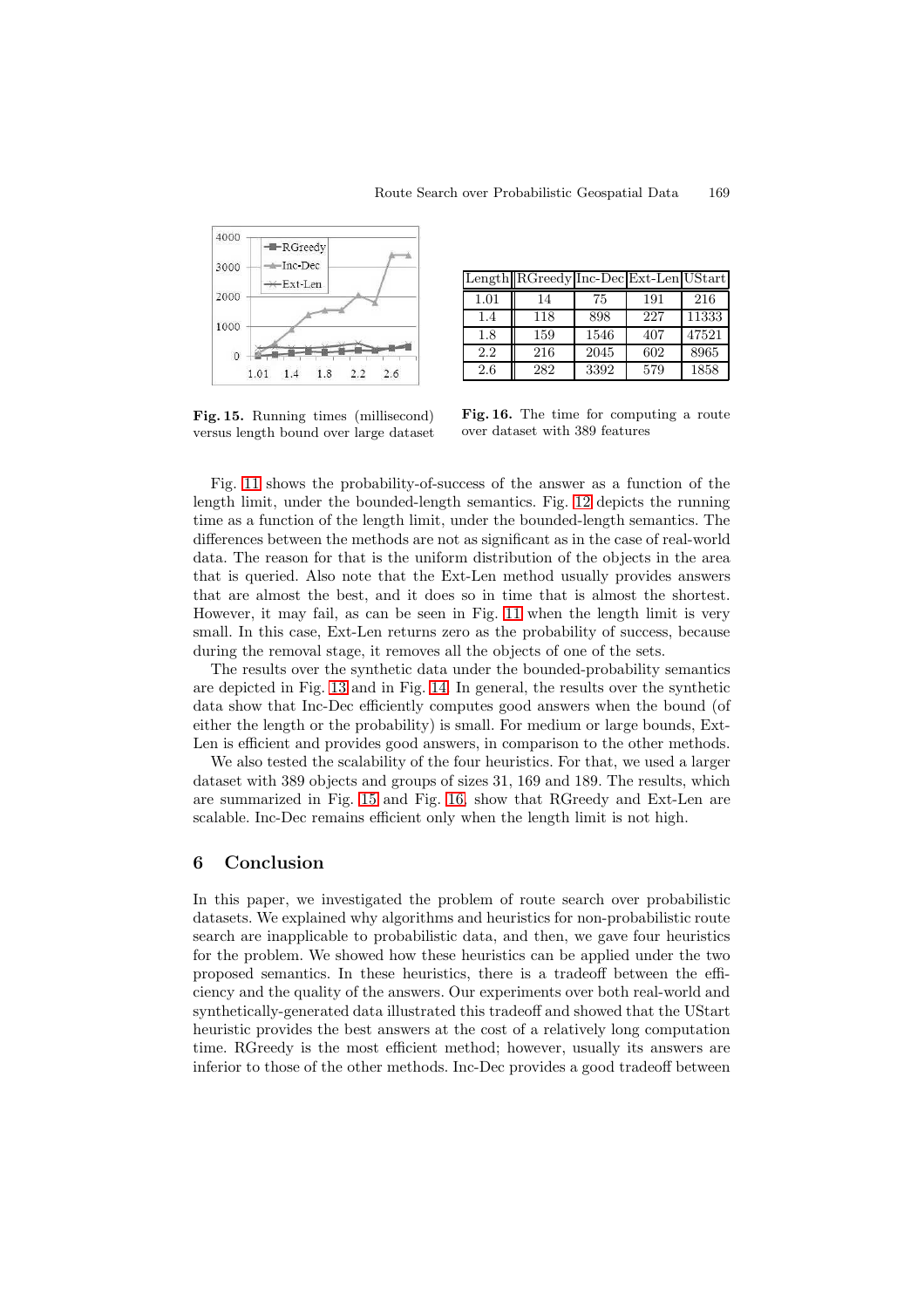Fig. 15. Running times (millisecond) versus length bound over large dataset

| Length | RGreedy | Inc-Dec | Ext-Len | UStart |
|---|---|---|---|---|
| 1.01 | 14 | 75 | 191 | 216 |
| 1.4 | 118 | 898 | 227 | 11333 |
| 1.8 | 159 | 1546 | 407 | 47521 |
| 2.2 | 216 | 2045 | 602 | 8965 |
| 2.6 | 282 | 3392 | 579 | 1858 |

Fig. 16. The time for computing a route over dataset with 389 features

Fig. 11 shows the probability-of-success of the answer as a function of the length limit, under the bounded-length semantics. Fig. 12 depicts the running time as a function of the length limit, under the bounded-length semantics. The differences between the methods are not as significant as in the case of real-world data. The reason for that is the uniform distribution of the objects in the area that is queried. Also note that the Ext-Len method usually provides answers that are almost the best, and it does so in time that is almost the shortest. However, it may fail, as can be seen in Fig. 11 when the length limit is very small. In this case, Ext-Len returns zero as the probability of success, because during the removal stage, it removes all the objects of one of the sets.

The results over the synthetic data under the bounded-probability semantics are depicted in Fig. 13 and in Fig. 14. In general, the results over the synthetic data show that Inc-Dec efficiently computes good answers when the bound (of either the length or the probability) is small. For medium or large bounds, Ext-Len is efficient and provides good answers, in comparison to the other methods.

We also tested the scalability of the four heuristics. For that, we used a larger dataset with 389 objects and groups of sizes 31, 169 and 189. The results, which are summarized in Fig. 15 and Fig. 16, show that RGreedy and Ext-Len are scalable. Inc-Dec remains efficient only when the length limit is not high.

## 6 Conclusion

In this paper, we investigated the problem of route search over probabilistic datasets. We explained why algorithms and heuristics for non-probabilistic route search are inapplicable to probabilistic data, and then, we gave four heuristics for the problem. We showed how these heuristics can be applied under the two proposed semantics. In these heuristics, there is a tradeoff between the efficiency and the quality of the answers. Our experiments over both real-world and synthetically-generated data illustrated this tradeoff and showed that the UStart heuristic provides the best answers at the cost of a relatively long computation time. RGreedy is the most efficient method; however, usually its answers are inferior to those of the other methods. Inc-Dec provides a good tradeoff between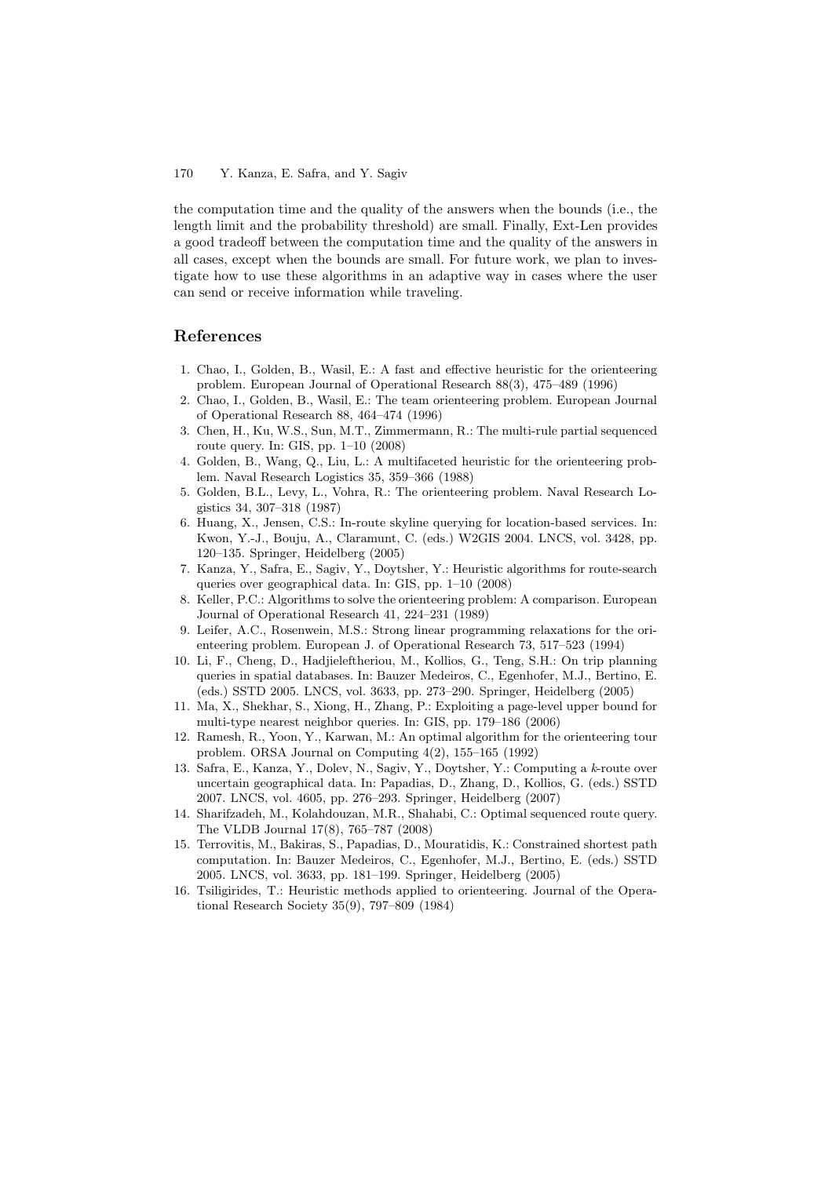the computation time and the quality of the answers when the bounds (i.e., the length limit and the probability threshold) are small. Finally, Ext-Len provides a good tradeoff between the computation time and the quality of the answers in all cases, except when the bounds are small. For future work, we plan to investigate how to use these algorithms in an adaptive way in cases where the user can send or receive information while traveling.

## References

1. Chao, I., Golden, B., Wasil, E.: A fast and effective heuristic for the orienteering problem. European Journal of Operational Research 88(3), 475–489 (1996)
2. Chao, I., Golden, B., Wasil, E.: The team orienteering problem. European Journal of Operational Research 88, 464–474 (1996)
3. Chen, H., Ku, W.S., Sun, M.T., Zimmermann, R.: The multi-rule partial sequenced route query. In: GIS, pp. 1–10 (2008)
4. Golden, B., Wang, Q., Liu, L.: A multifaceted heuristic for the orienteering problem. Naval Research Logistics 35, 359–366 (1988)
5. Golden, B.L., Levy, L., Vohra, R.: The orienteering problem. Naval Research Logistics 34, 307–318 (1987)
6. Huang, X., Jensen, C.S.: In-route skyline querying for location-based services. In: Kwon, Y.-J., Bouju, A., Claramunt, C. (eds.) W2GIS 2004. LNCS, vol. 3428, pp. 120–135. Springer, Heidelberg (2005)
7. Kanza, Y., Safra, E., Sagiv, Y., Doytsher, Y.: Heuristic algorithms for route-search queries over geographical data. In: GIS, pp. 1–10 (2008)
8. Keller, P.C.: Algorithms to solve the orienteering problem: A comparison. European Journal of Operational Research 41, 224–231 (1989)
9. Leifer, A.C., Rosenwein, M.S.: Strong linear programming relaxations for the orienteering problem. European J. of Operational Research 73, 517–523 (1994)
10. Li, F., Cheng, D., Hadjieleftheriou, M., Kollios, G., Teng, S.H.: On trip planning queries in spatial databases. In: Bauzer Medeiros, C., Egenhofer, M.J., Bertino, E. (eds.) SSTD 2005. LNCS, vol. 3633, pp. 273–290. Springer, Heidelberg (2005)
11. Ma, X., Shekhar, S., Xiong, H., Zhang, P.: Exploiting a page-level upper bound for multi-type nearest neighbor queries. In: GIS, pp. 179–186 (2006)
12. Ramesh, R., Yoon, Y., Karwan, M.: An optimal algorithm for the orienteering tour problem. ORSA Journal on Computing 4(2), 155–165 (1992)
13. Safra, E., Kanza, Y., Dolev, N., Sagiv, Y., Doytsher, Y.: Computing a *k*-route over uncertain geographical data. In: Papadias, D., Zhang, D., Kollios, G. (eds.) SSTD 2007. LNCS, vol. 4605, pp. 276–293. Springer, Heidelberg (2007)
14. Sharifzadeh, M., Kolahdouzan, M.R., Shahabi, C.: Optimal sequenced route query. The VLDB Journal 17(8), 765–787 (2008)
15. Terrovitis, M., Bakiras, S., Papadias, D., Mouratidis, K.: Constrained shortest path computation. In: Bauzer Medeiros, C., Egenhofer, M.J., Bertino, E. (eds.) SSTD 2005. LNCS, vol. 3633, pp. 181–199. Springer, Heidelberg (2005)
16. Tsiligirides, T.: Heuristic methods applied to orienteering. Journal of the Operational Research Society 35(9), 797–809 (1984)